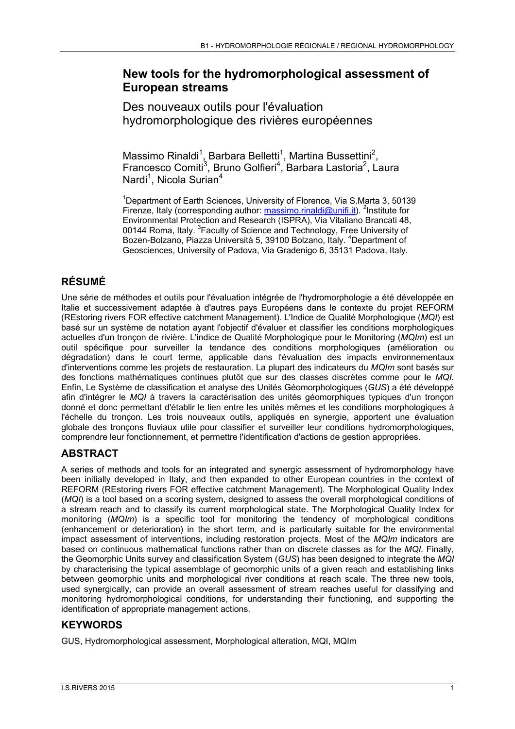# New tools for the hydromorphological assessment of European streams

## Des nouveaux outils pour l'évaluation hydromorphologique des rivières européennes

Massimo Rinaldi[1], Barbara Belletti[1], Martina Bussettini[2], Francesco Comiti[3], Bruno Golfieri[4], Barbara Lastoria[2], Laura Nardi[1], Nicola Surian[4]

[1]Department of Earth Sciences, University of Florence, Via S.Marta 3, 50139 Firenze, Italy (corresponding author: massimo.rinaldi@unifi.it). [2]Institute for Environmental Protection and Research (ISPRA), Via Vitaliano Brancati 48, 00144 Roma, Italy. [3]Faculty of Science and Technology, Free University of Bozen-Bolzano, Piazza Università 5, 39100 Bolzano, Italy. [4]Department of Geosciences, University of Padova, Via Gradenigo 6, 35131 Padova, Italy.

## RÉSUMÉ

Une série de méthodes et outils pour l'évaluation intégrée de l'hydromorphologie a été développée en Italie et successivement adaptée à d'autres pays Européens dans le contexte du projet REFORM (REstoring rivers FOR effective catchment Management). L'Indice de Qualité Morphologique (*MQI*) est basé sur un système de notation ayant l'objectif d'évaluer et classifier les conditions morphologiques actuelles d'un tronçon de rivière. L'indice de Qualité Morphologique pour le Monitoring (*MQIm*) est un outil spécifique pour surveiller la tendance des conditions morphologiques (amélioration ou dégradation) dans le court terme, applicable dans l'évaluation des impacts environnementaux d'interventions comme les projets de restauration. La plupart des indicateurs du *MQIm* sont basés sur des fonctions mathématiques continues plutôt que sur des classes discrètes comme pour le *MQI*. Enfin, Le Système de classification et analyse des Unités Géomorphologiques (*GUS*) a été développé afin d'intégrer le *MQI* à travers la caractérisation des unités géomorphiques typiques d'un tronçon donné et donc permettant d'établir le lien entre les unités mêmes et les conditions morphologiques à l'échelle du tronçon. Les trois nouveaux outils, appliqués en synergie, apportent une évaluation globale des tronçons fluviaux utile pour classifier et surveiller leur conditions hydromorphologiques, comprendre leur fonctionnement, et permettre l'identification d'actions de gestion appropriées.

## ABSTRACT

A series of methods and tools for an integrated and synergic assessment of hydromorphology have been initially developed in Italy, and then expanded to other European countries in the context of REFORM (REstoring rivers FOR effective catchment Management). The Morphological Quality Index (*MQI*) is a tool based on a scoring system, designed to assess the overall morphological conditions of a stream reach and to classify its current morphological state. The Morphological Quality Index for monitoring (*MQIm*) is a specific tool for monitoring the tendency of morphological conditions (enhancement or deterioration) in the short term, and is particularly suitable for the environmental impact assessment of interventions, including restoration projects. Most of the *MQIm* indicators are based on continuous mathematical functions rather than on discrete classes as for the *MQI*. Finally, the Geomorphic Units survey and classification System (*GUS*) has been designed to integrate the *MQI* by characterising the typical assemblage of geomorphic units of a given reach and establishing links between geomorphic units and morphological river conditions at reach scale. The three new tools, used synergically, can provide an overall assessment of stream reaches useful for classifying and monitoring hydromorphological conditions, for understanding their functioning, and supporting the identification of appropriate management actions.

## KEYWORDS

GUS, Hydromorphological assessment, Morphological alteration, MQI, MQIm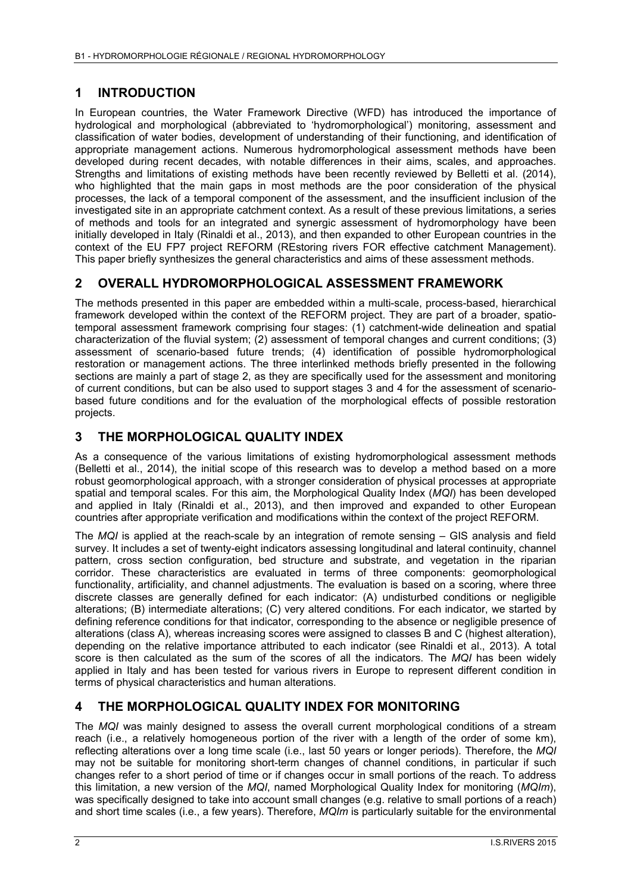## 1 INTRODUCTION

In European countries, the Water Framework Directive (WFD) has introduced the importance of hydrological and morphological (abbreviated to 'hydromorphological') monitoring, assessment and classification of water bodies, development of understanding of their functioning, and identification of appropriate management actions. Numerous hydromorphological assessment methods have been developed during recent decades, with notable differences in their aims, scales, and approaches. Strengths and limitations of existing methods have been recently reviewed by Belletti et al. (2014), who highlighted that the main gaps in most methods are the poor consideration of the physical processes, the lack of a temporal component of the assessment, and the insufficient inclusion of the investigated site in an appropriate catchment context. As a result of these previous limitations, a series of methods and tools for an integrated and synergic assessment of hydromorphology have been initially developed in Italy (Rinaldi et al., 2013), and then expanded to other European countries in the context of the EU FP7 project REFORM (REstoring rivers FOR effective catchment Management). This paper briefly synthesizes the general characteristics and aims of these assessment methods.

## 2 OVERALL HYDROMORPHOLOGICAL ASSESSMENT FRAMEWORK

The methods presented in this paper are embedded within a multi-scale, process-based, hierarchical framework developed within the context of the REFORM project. They are part of a broader, spatio-temporal assessment framework comprising four stages: (1) catchment-wide delineation and spatial characterization of the fluvial system; (2) assessment of temporal changes and current conditions; (3) assessment of scenario-based future trends; (4) identification of possible hydromorphological restoration or management actions. The three interlinked methods briefly presented in the following sections are mainly a part of stage 2, as they are specifically used for the assessment and monitoring of current conditions, but can be also used to support stages 3 and 4 for the assessment of scenario-based future conditions and for the evaluation of the morphological effects of possible restoration projects.

## 3 THE MORPHOLOGICAL QUALITY INDEX

As a consequence of the various limitations of existing hydromorphological assessment methods (Belletti et al., 2014), the initial scope of this research was to develop a method based on a more robust geomorphological approach, with a stronger consideration of physical processes at appropriate spatial and temporal scales. For this aim, the Morphological Quality Index (*MQI*) has been developed and applied in Italy (Rinaldi et al., 2013), and then improved and expanded to other European countries after appropriate verification and modifications within the context of the project REFORM.

The *MQI* is applied at the reach-scale by an integration of remote sensing – GIS analysis and field survey. It includes a set of twenty-eight indicators assessing longitudinal and lateral continuity, channel pattern, cross section configuration, bed structure and substrate, and vegetation in the riparian corridor. These characteristics are evaluated in terms of three components: geomorphological functionality, artificiality, and channel adjustments. The evaluation is based on a scoring, where three discrete classes are generally defined for each indicator: (A) undisturbed conditions or negligible alterations; (B) intermediate alterations; (C) very altered conditions. For each indicator, we started by defining reference conditions for that indicator, corresponding to the absence or negligible presence of alterations (class A), whereas increasing scores were assigned to classes B and C (highest alteration), depending on the relative importance attributed to each indicator (see Rinaldi et al., 2013). A total score is then calculated as the sum of the scores of all the indicators. The *MQI* has been widely applied in Italy and has been tested for various rivers in Europe to represent different condition in terms of physical characteristics and human alterations.

## 4 THE MORPHOLOGICAL QUALITY INDEX FOR MONITORING

The *MQI* was mainly designed to assess the overall current morphological conditions of a stream reach (i.e., a relatively homogeneous portion of the river with a length of the order of some km), reflecting alterations over a long time scale (i.e., last 50 years or longer periods). Therefore, the *MQI* may not be suitable for monitoring short-term changes of channel conditions, in particular if such changes refer to a short period of time or if changes occur in small portions of the reach. To address this limitation, a new version of the *MQI*, named Morphological Quality Index for monitoring (*MQIm*), was specifically designed to take into account small changes (e.g. relative to small portions of a reach) and short time scales (i.e., a few years). Therefore, *MQIm* is particularly suitable for the environmental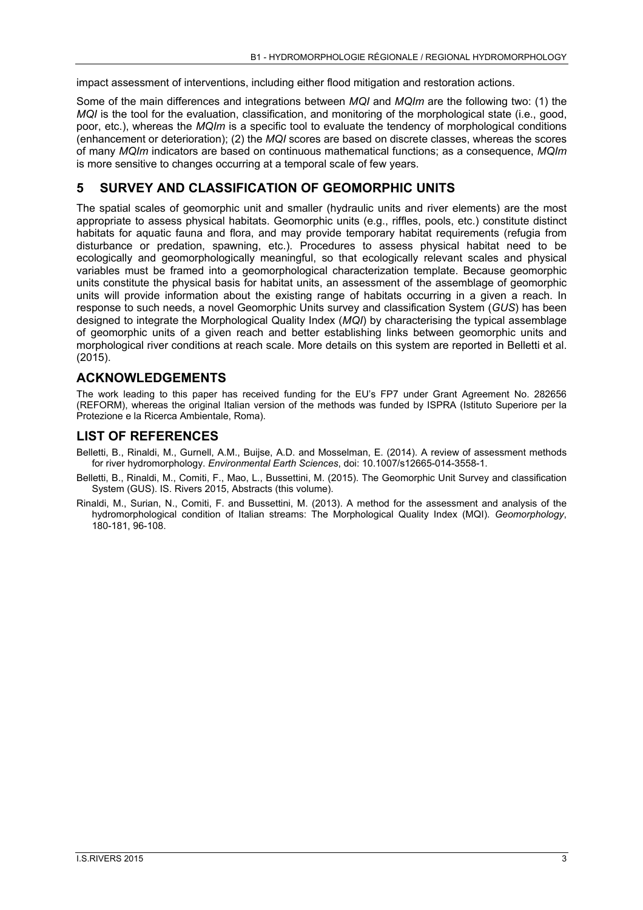impact assessment of interventions, including either flood mitigation and restoration actions.

Some of the main differences and integrations between *MQI* and *MQIm* are the following two: (1) the *MQI* is the tool for the evaluation, classification, and monitoring of the morphological state (i.e., good, poor, etc.), whereas the *MQIm* is a specific tool to evaluate the tendency of morphological conditions (enhancement or deterioration); (2) the *MQI* scores are based on discrete classes, whereas the scores of many *MQIm* indicators are based on continuous mathematical functions; as a consequence, *MQIm* is more sensitive to changes occurring at a temporal scale of few years.

## 5 SURVEY AND CLASSIFICATION OF GEOMORPHIC UNITS

The spatial scales of geomorphic unit and smaller (hydraulic units and river elements) are the most appropriate to assess physical habitats. Geomorphic units (e.g., riffles, pools, etc.) constitute distinct habitats for aquatic fauna and flora, and may provide temporary habitat requirements (refugia from disturbance or predation, spawning, etc.). Procedures to assess physical habitat need to be ecologically and geomorphologically meaningful, so that ecologically relevant scales and physical variables must be framed into a geomorphological characterization template. Because geomorphic units constitute the physical basis for habitat units, an assessment of the assemblage of geomorphic units will provide information about the existing range of habitats occurring in a given a reach. In response to such needs, a novel Geomorphic Units survey and classification System (*GUS*) has been designed to integrate the Morphological Quality Index (*MQI*) by characterising the typical assemblage of geomorphic units of a given reach and better establishing links between geomorphic units and morphological river conditions at reach scale. More details on this system are reported in Belletti et al. (2015).

## ACKNOWLEDGEMENTS

The work leading to this paper has received funding for the EU's FP7 under Grant Agreement No. 282656 (REFORM), whereas the original Italian version of the methods was funded by ISPRA (Istituto Superiore per la Protezione e la Ricerca Ambientale, Roma).

## LIST OF REFERENCES

Belletti, B., Rinaldi, M., Gurnell, A.M., Buijse, A.D. and Mosselman, E. (2014). A review of assessment methods for river hydromorphology. *Environmental Earth Sciences*, doi: 10.1007/s12665-014-3558-1.

Belletti, B., Rinaldi, M., Comiti, F., Mao, L., Bussettini, M. (2015). The Geomorphic Unit Survey and classification System (GUS). IS. Rivers 2015, Abstracts (this volume).

Rinaldi, M., Surian, N., Comiti, F. and Bussettini, M. (2013). A method for the assessment and analysis of the hydromorphological condition of Italian streams: The Morphological Quality Index (MQI). *Geomorphology*, 180-181, 96-108.